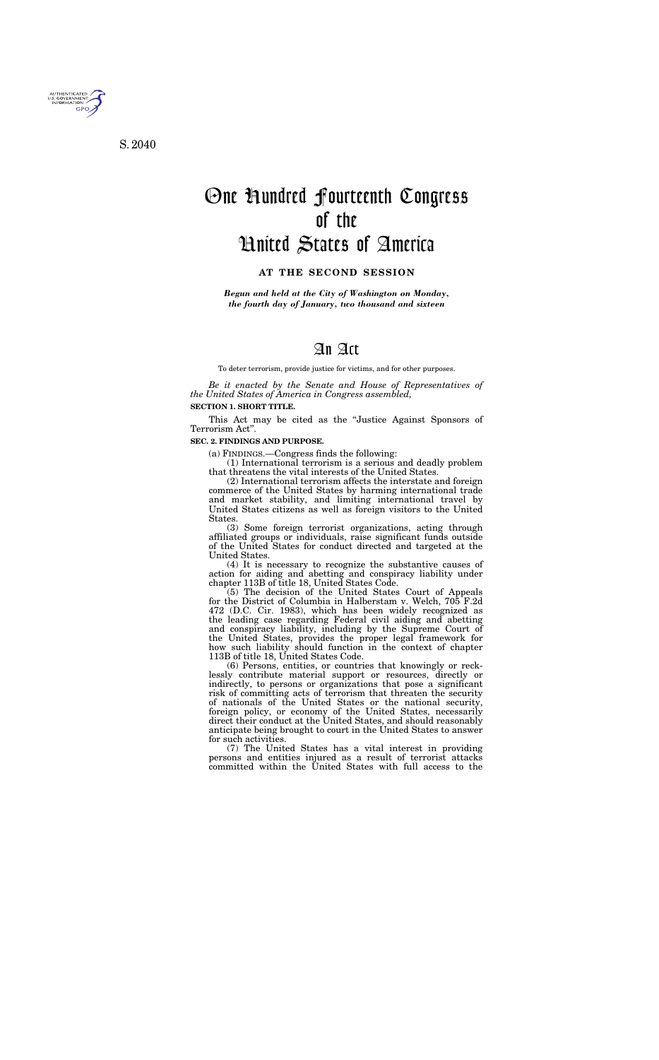S. 2040

# One Hundred Fourteenth Congress of the United States of America

## AT THE SECOND SESSION

*Begun and held at the City of Washington on Monday, the fourth day of January, two thousand and sixteen*

# An Act

To deter terrorism, provide justice for victims, and for other purposes.

*Be it enacted by the Senate and House of Representatives of the United States of America in Congress assembled,*

**SECTION 1. SHORT TITLE.**

This Act may be cited as the "Justice Against Sponsors of Terrorism Act".

**SEC. 2. FINDINGS AND PURPOSE.**

(a) FINDINGS.—Congress finds the following:

(1) International terrorism is a serious and deadly problem that threatens the vital interests of the United States.

(2) International terrorism affects the interstate and foreign commerce of the United States by harming international trade and market stability, and limiting international travel by United States citizens as well as foreign visitors to the United States.

(3) Some foreign terrorist organizations, acting through affiliated groups or individuals, raise significant funds outside of the United States for conduct directed and targeted at the United States.

(4) It is necessary to recognize the substantive causes of action for aiding and abetting and conspiracy liability under chapter 113B of title 18, United States Code.

(5) The decision of the United States Court of Appeals for the District of Columbia in Halberstam v. Welch, 705 F.2d 472 (D.C. Cir. 1983), which has been widely recognized as the leading case regarding Federal civil aiding and abetting and conspiracy liability, including by the Supreme Court of the United States, provides the proper legal framework for how such liability should function in the context of chapter 113B of title 18, United States Code.

(6) Persons, entities, or countries that knowingly or recklessly contribute material support or resources, directly or indirectly, to persons or organizations that pose a significant risk of committing acts of terrorism that threaten the security of nationals of the United States or the national security, foreign policy, or economy of the United States, necessarily direct their conduct at the United States, and should reasonably anticipate being brought to court in the United States to answer for such activities.

(7) The United States has a vital interest in providing persons and entities injured as a result of terrorist attacks committed within the United States with full access to the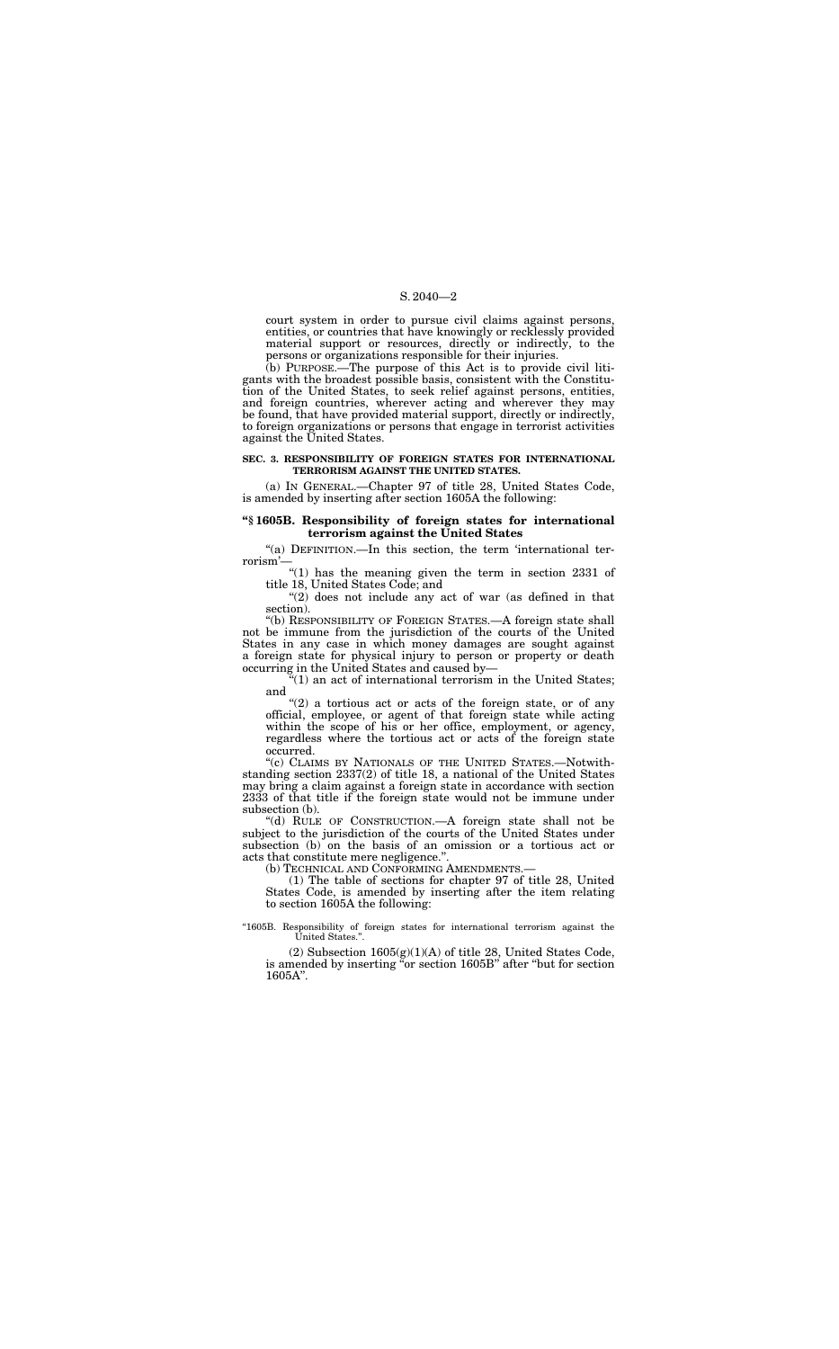court system in order to pursue civil claims against persons, entities, or countries that have knowingly or recklessly provided material support or resources, directly or indirectly, to the persons or organizations responsible for their injuries.

(b) PURPOSE.—The purpose of this Act is to provide civil litigants with the broadest possible basis, consistent with the Constitution of the United States, to seek relief against persons, entities, and foreign countries, wherever acting and wherever they may be found, that have provided material support, directly or indirectly, to foreign organizations or persons that engage in terrorist activities against the United States.

**SEC. 3. RESPONSIBILITY OF FOREIGN STATES FOR INTERNATIONAL TERRORISM AGAINST THE UNITED STATES.**

(a) IN GENERAL.—Chapter 97 of title 28, United States Code, is amended by inserting after section 1605A the following:

**"§ 1605B. Responsibility of foreign states for international terrorism against the United States**

"(a) DEFINITION.—In this section, the term 'international terrorism'—

"(1) has the meaning given the term in section 2331 of title 18, United States Code; and

"(2) does not include any act of war (as defined in that section).

"(b) RESPONSIBILITY OF FOREIGN STATES.—A foreign state shall not be immune from the jurisdiction of the courts of the United States in any case in which money damages are sought against a foreign state for physical injury to person or property or death occurring in the United States and caused by—

"(1) an act of international terrorism in the United States; and

"(2) a tortious act or acts of the foreign state, or of any official, employee, or agent of that foreign state while acting within the scope of his or her office, employment, or agency, regardless where the tortious act or acts of the foreign state occurred.

"(c) CLAIMS BY NATIONALS OF THE UNITED STATES.—Notwithstanding section 2337(2) of title 18, a national of the United States may bring a claim against a foreign state in accordance with section 2333 of that title if the foreign state would not be immune under subsection (b).

"(d) RULE OF CONSTRUCTION.—A foreign state shall not be subject to the jurisdiction of the courts of the United States under subsection (b) on the basis of an omission or a tortious act or acts that constitute mere negligence.".

(b) TECHNICAL AND CONFORMING AMENDMENTS.—

(1) The table of sections for chapter 97 of title 28, United States Code, is amended by inserting after the item relating to section 1605A the following:

"1605B. Responsibility of foreign states for international terrorism against the United States.".

(2) Subsection 1605(g)(1)(A) of title 28, United States Code, is amended by inserting "or section 1605B" after "but for section 1605A".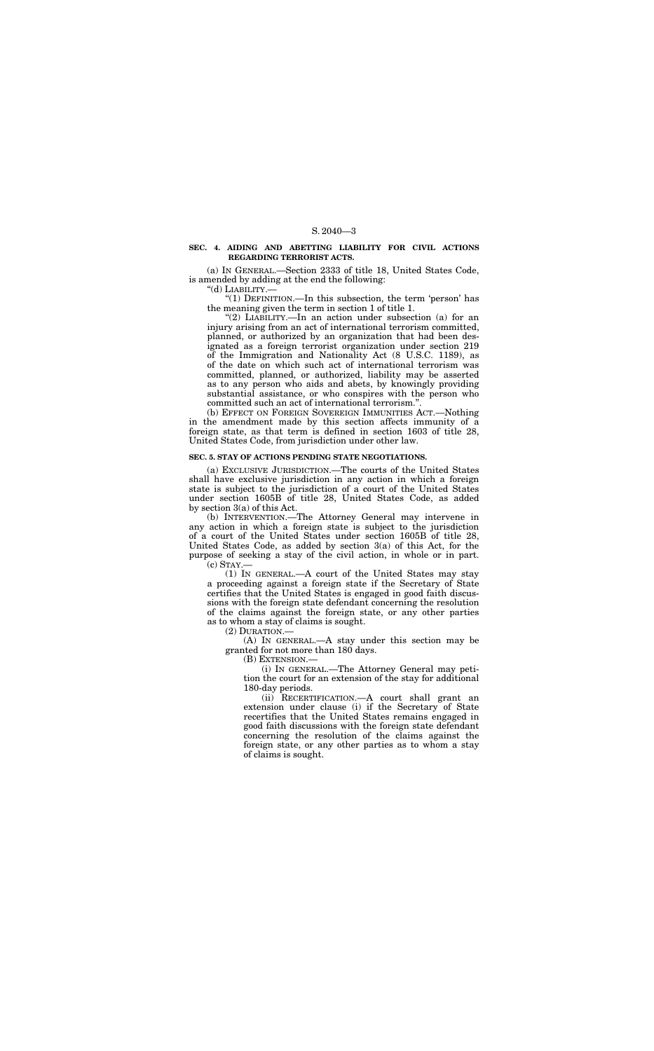**SEC. 4. AIDING AND ABETTING LIABILITY FOR CIVIL ACTIONS REGARDING TERRORIST ACTS.**

(a) IN GENERAL.—Section 2333 of title 18, United States Code, is amended by adding at the end the following:

"(d) LIABILITY.—

"(1) DEFINITION.—In this subsection, the term 'person' has the meaning given the term in section 1 of title 1.

"(2) LIABILITY.—In an action under subsection (a) for an injury arising from an act of international terrorism committed, planned, or authorized by an organization that had been designated as a foreign terrorist organization under section 219 of the Immigration and Nationality Act (8 U.S.C. 1189), as of the date on which such act of international terrorism was committed, planned, or authorized, liability may be asserted as to any person who aids and abets, by knowingly providing substantial assistance, or who conspires with the person who committed such an act of international terrorism.".

(b) EFFECT ON FOREIGN SOVEREIGN IMMUNITIES ACT.—Nothing in the amendment made by this section affects immunity of a foreign state, as that term is defined in section 1603 of title 28, United States Code, from jurisdiction under other law.

**SEC. 5. STAY OF ACTIONS PENDING STATE NEGOTIATIONS.**

(a) EXCLUSIVE JURISDICTION.—The courts of the United States shall have exclusive jurisdiction in any action in which a foreign state is subject to the jurisdiction of a court of the United States under section 1605B of title 28, United States Code, as added by section 3(a) of this Act.

(b) INTERVENTION.—The Attorney General may intervene in any action in which a foreign state is subject to the jurisdiction of a court of the United States under section 1605B of title 28, United States Code, as added by section 3(a) of this Act, for the purpose of seeking a stay of the civil action, in whole or in part.

(c) STAY.—

(1) IN GENERAL.—A court of the United States may stay a proceeding against a foreign state if the Secretary of State certifies that the United States is engaged in good faith discussions with the foreign state defendant concerning the resolution of the claims against the foreign state, or any other parties as to whom a stay of claims is sought.

(2) DURATION.—

(A) IN GENERAL.—A stay under this section may be granted for not more than 180 days.

(B) EXTENSION.—

(i) IN GENERAL.—The Attorney General may petition the court for an extension of the stay for additional 180-day periods.

(ii) RECERTIFICATION.—A court shall grant an extension under clause (i) if the Secretary of State recertifies that the United States remains engaged in good faith discussions with the foreign state defendant concerning the resolution of the claims against the foreign state, or any other parties as to whom a stay of claims is sought.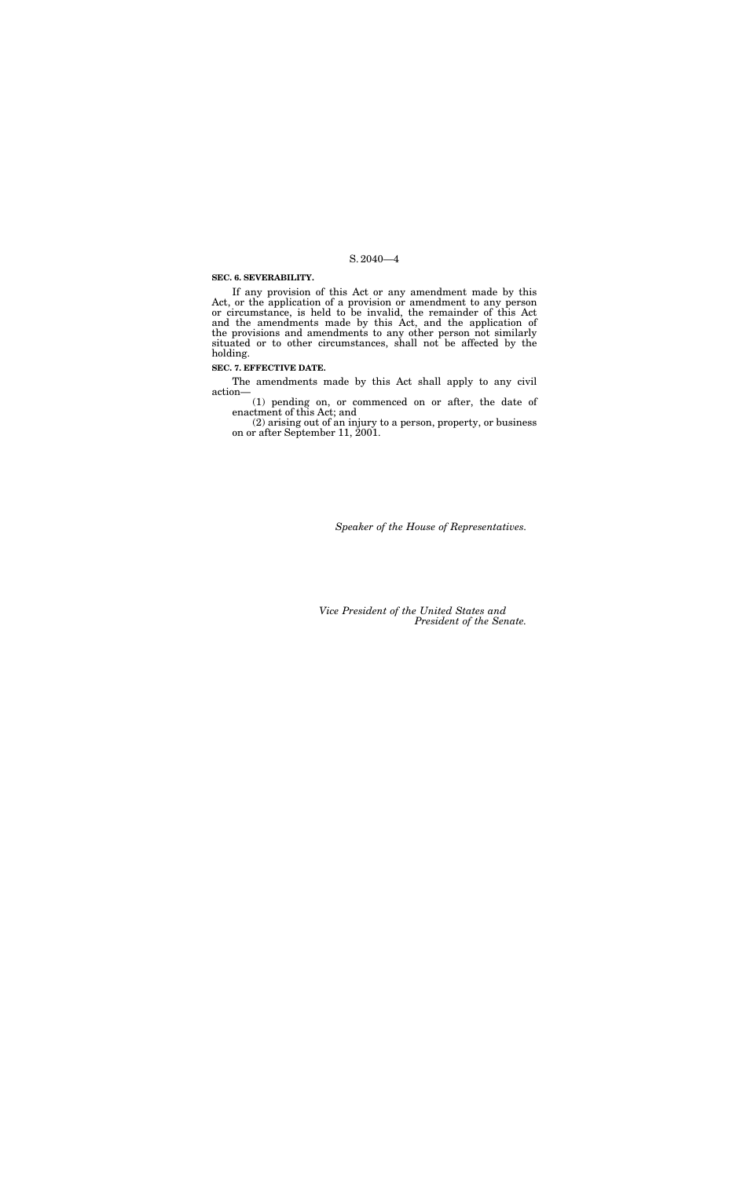**SEC. 6. SEVERABILITY.**

If any provision of this Act or any amendment made by this Act, or the application of a provision or amendment to any person or circumstance, is held to be invalid, the remainder of this Act and the amendments made by this Act, and the application of the provisions and amendments to any other person not similarly situated or to other circumstances, shall not be affected by the holding.

**SEC. 7. EFFECTIVE DATE.**

The amendments made by this Act shall apply to any civil action—

(1) pending on, or commenced on or after, the date of enactment of this Act; and

(2) arising out of an injury to a person, property, or business on or after September 11, 2001.

*Speaker of the House of Representatives.*

*Vice President of the United States and President of the Senate.*